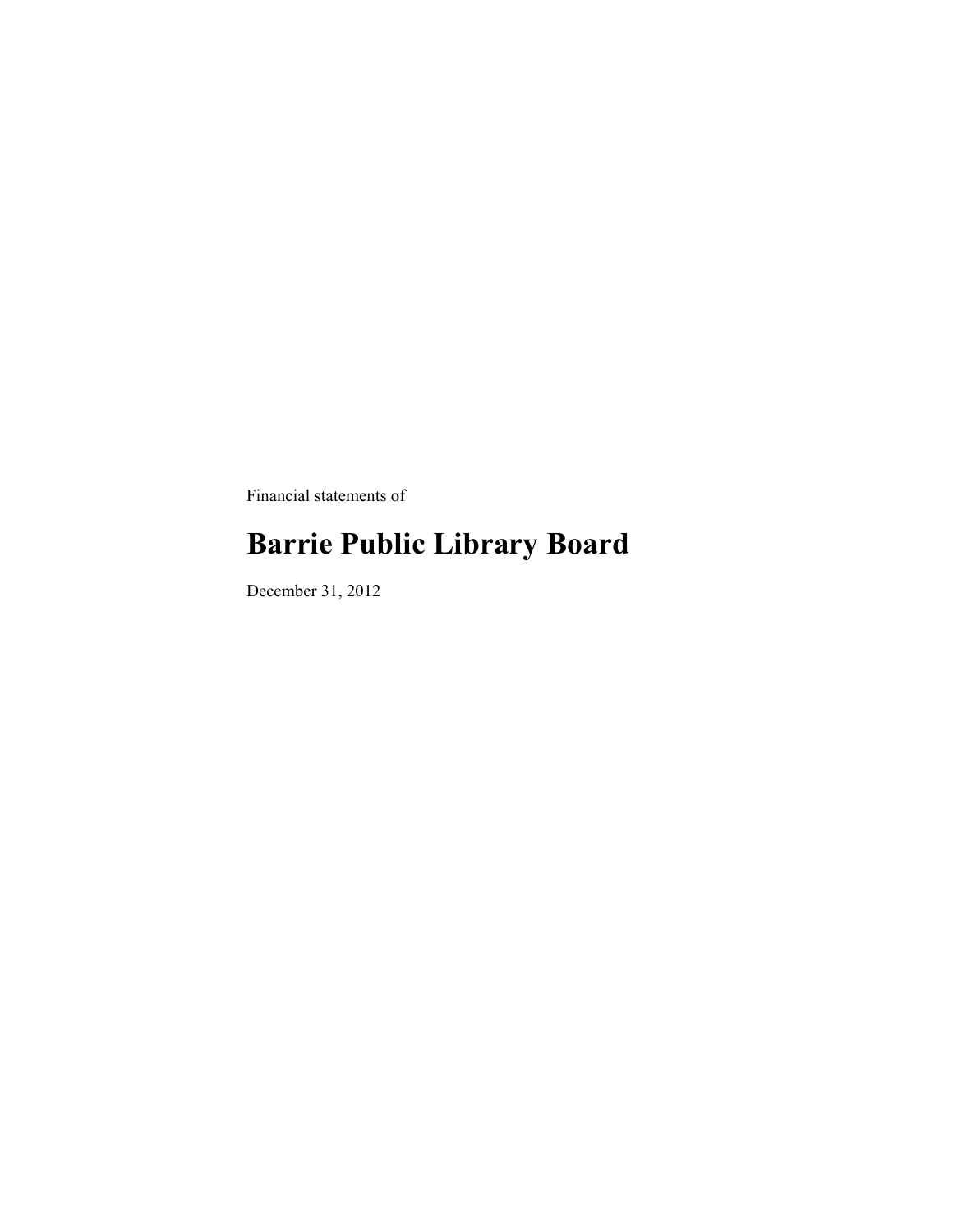Financial statements of

# Barrie Public Library Board

December 31, 2012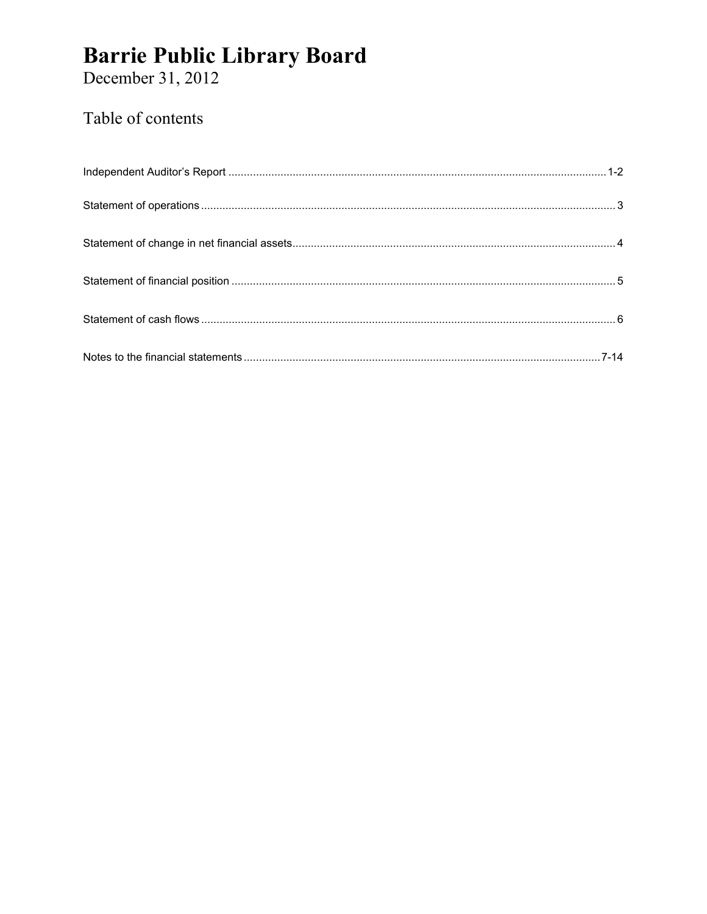# Barrie Public Library Board

December 31, 2012

## Table of contents

| | |
|---|---|
| Independent Auditor's Report | 1-2 |
| Statement of operations | 3 |
| Statement of change in net financial assets | 4 |
| Statement of financial position | 5 |
| Statement of cash flows | 6 |
| Notes to the financial statements | 7-14 |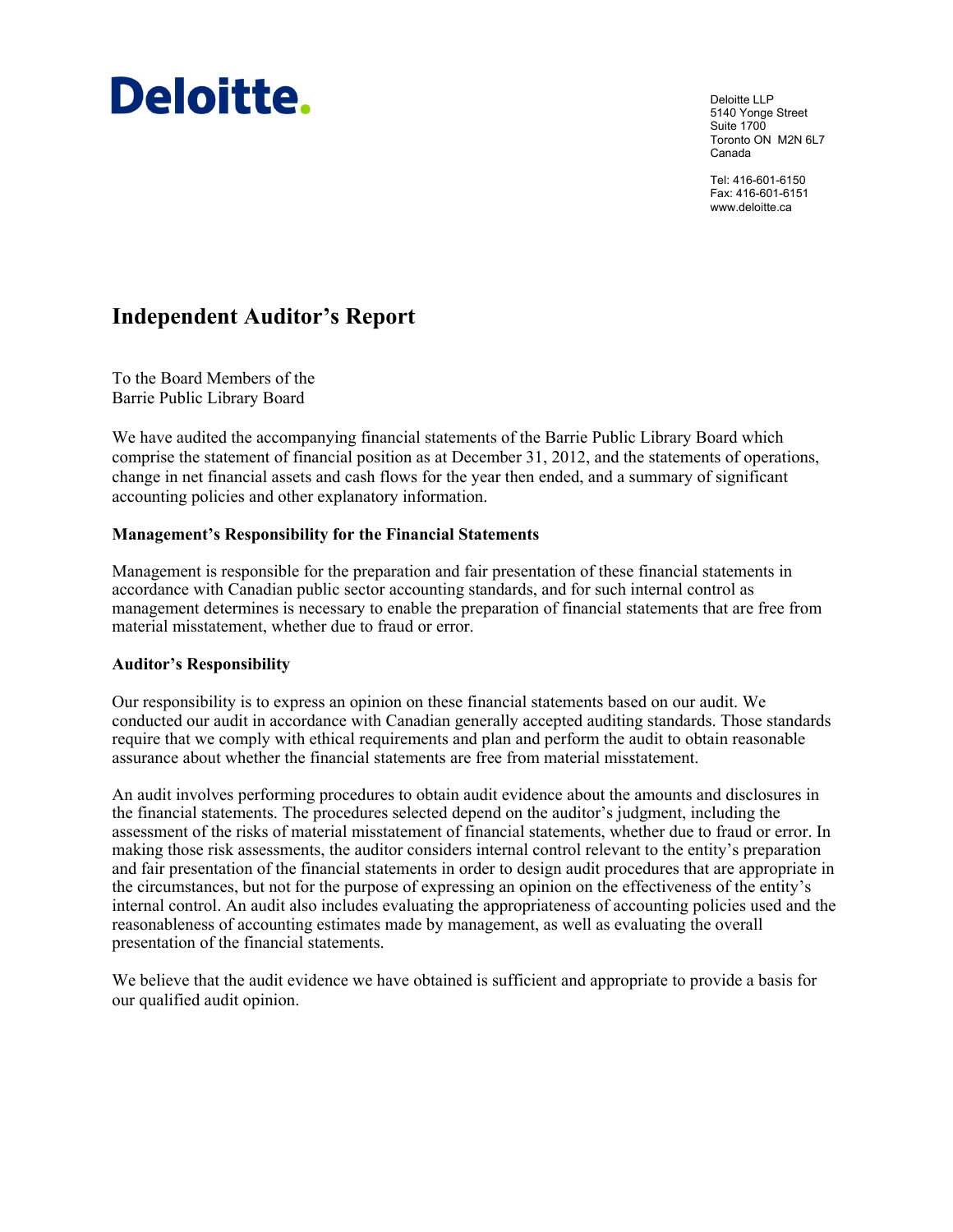Deloitte.

Deloitte LLP
5140 Yonge Street
Suite 1700
Toronto ON M2N 6L7
Canada

Tel: 416-601-6150
Fax: 416-601-6151
www.deloitte.ca

# Independent Auditor's Report

To the Board Members of the
Barrie Public Library Board

We have audited the accompanying financial statements of the Barrie Public Library Board which comprise the statement of financial position as at December 31, 2012, and the statements of operations, change in net financial assets and cash flows for the year then ended, and a summary of significant accounting policies and other explanatory information.

**Management's Responsibility for the Financial Statements**

Management is responsible for the preparation and fair presentation of these financial statements in accordance with Canadian public sector accounting standards, and for such internal control as management determines is necessary to enable the preparation of financial statements that are free from material misstatement, whether due to fraud or error.

**Auditor's Responsibility**

Our responsibility is to express an opinion on these financial statements based on our audit. We conducted our audit in accordance with Canadian generally accepted auditing standards. Those standards require that we comply with ethical requirements and plan and perform the audit to obtain reasonable assurance about whether the financial statements are free from material misstatement.

An audit involves performing procedures to obtain audit evidence about the amounts and disclosures in the financial statements. The procedures selected depend on the auditor's judgment, including the assessment of the risks of material misstatement of financial statements, whether due to fraud or error. In making those risk assessments, the auditor considers internal control relevant to the entity's preparation and fair presentation of the financial statements in order to design audit procedures that are appropriate in the circumstances, but not for the purpose of expressing an opinion on the effectiveness of the entity's internal control. An audit also includes evaluating the appropriateness of accounting policies used and the reasonableness of accounting estimates made by management, as well as evaluating the overall presentation of the financial statements.

We believe that the audit evidence we have obtained is sufficient and appropriate to provide a basis for our qualified audit opinion.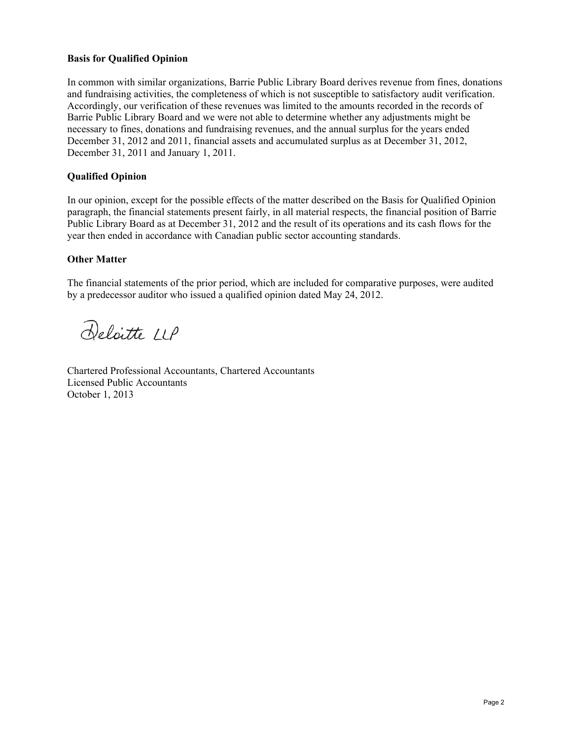**Basis for Qualified Opinion**

In common with similar organizations, Barrie Public Library Board derives revenue from fines, donations and fundraising activities, the completeness of which is not susceptible to satisfactory audit verification. Accordingly, our verification of these revenues was limited to the amounts recorded in the records of Barrie Public Library Board and we were not able to determine whether any adjustments might be necessary to fines, donations and fundraising revenues, and the annual surplus for the years ended December 31, 2012 and 2011, financial assets and accumulated surplus as at December 31, 2012, December 31, 2011 and January 1, 2011.

**Qualified Opinion**

In our opinion, except for the possible effects of the matter described on the Basis for Qualified Opinion paragraph, the financial statements present fairly, in all material respects, the financial position of Barrie Public Library Board as at December 31, 2012 and the result of its operations and its cash flows for the year then ended in accordance with Canadian public sector accounting standards.

**Other Matter**

The financial statements of the prior period, which are included for comparative purposes, were audited by a predecessor auditor who issued a qualified opinion dated May 24, 2012.

Deloitte LLP

Chartered Professional Accountants, Chartered Accountants
Licensed Public Accountants
October 1, 2013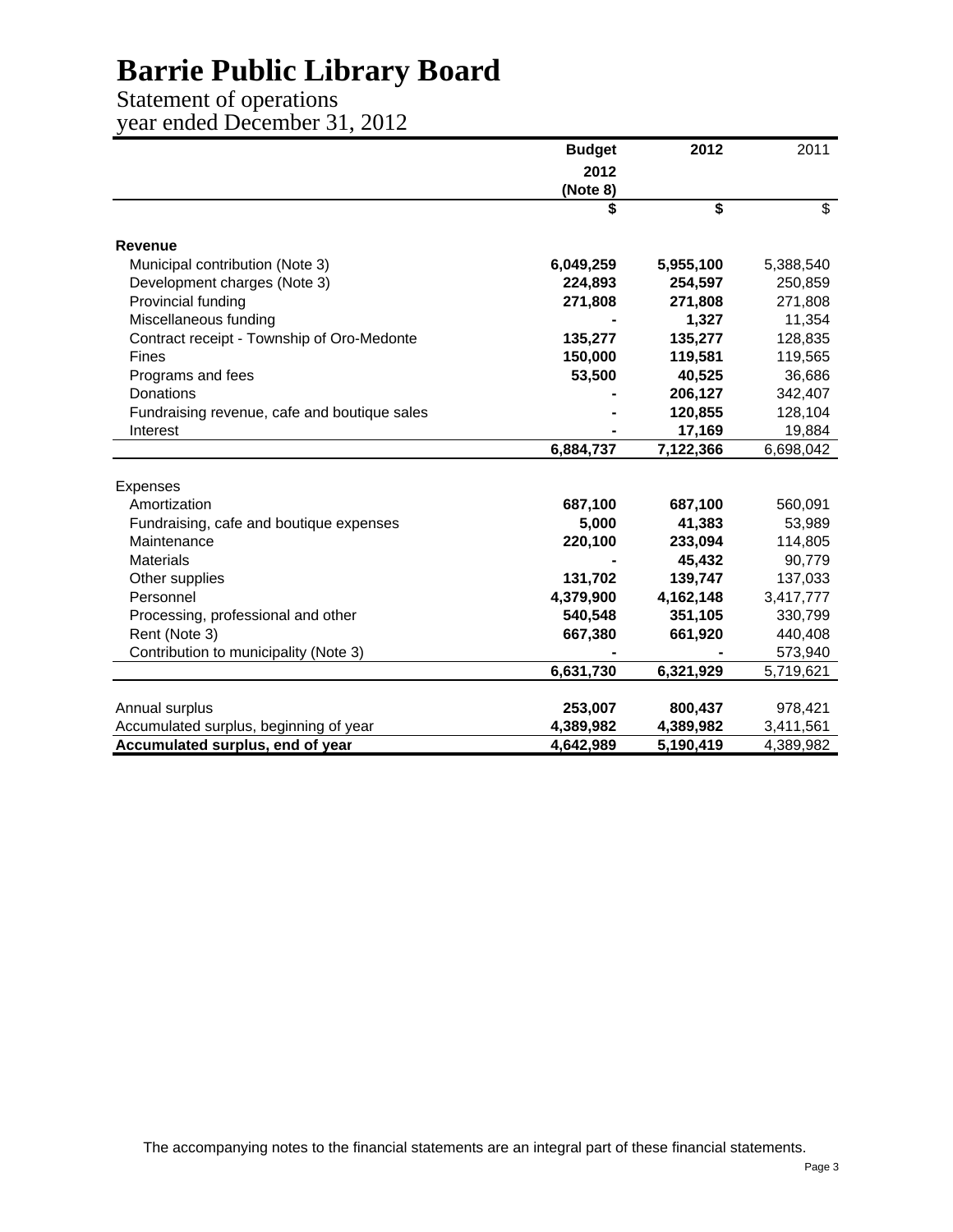# Barrie Public Library Board

Statement of operations
year ended December 31, 2012

| | Budget 2012 (Note 8) | 2012 | 2011 |
|---|---|---|---|
| | $ | $ | $ |
| **Revenue** | | | |
| Municipal contribution (Note 3) | 6,049,259 | 5,955,100 | 5,388,540 |
| Development charges (Note 3) | 224,893 | 254,597 | 250,859 |
| Provincial funding | 271,808 | 271,808 | 271,808 |
| Miscellaneous funding | - | 1,327 | 11,354 |
| Contract receipt - Township of Oro-Medonte | 135,277 | 135,277 | 128,835 |
| Fines | 150,000 | 119,581 | 119,565 |
| Programs and fees | 53,500 | 40,525 | 36,686 |
| Donations | - | 206,127 | 342,407 |
| Fundraising revenue, cafe and boutique sales | - | 120,855 | 128,104 |
| Interest | - | 17,169 | 19,884 |
| | 6,884,737 | 7,122,366 | 6,698,042 |
| Expenses | | | |
| Amortization | 687,100 | 687,100 | 560,091 |
| Fundraising, cafe and boutique expenses | 5,000 | 41,383 | 53,989 |
| Maintenance | 220,100 | 233,094 | 114,805 |
| Materials | - | 45,432 | 90,779 |
| Other supplies | 131,702 | 139,747 | 137,033 |
| Personnel | 4,379,900 | 4,162,148 | 3,417,777 |
| Processing, professional and other | 540,548 | 351,105 | 330,799 |
| Rent (Note 3) | 667,380 | 661,920 | 440,408 |
| Contribution to municipality (Note 3) | - | - | 573,940 |
| | 6,631,730 | 6,321,929 | 5,719,621 |
| Annual surplus | 253,007 | 800,437 | 978,421 |
| Accumulated surplus, beginning of year | 4,389,982 | 4,389,982 | 3,411,561 |
| **Accumulated surplus, end of year** | 4,642,989 | 5,190,419 | 4,389,982 |

The accompanying notes to the financial statements are an integral part of these financial statements.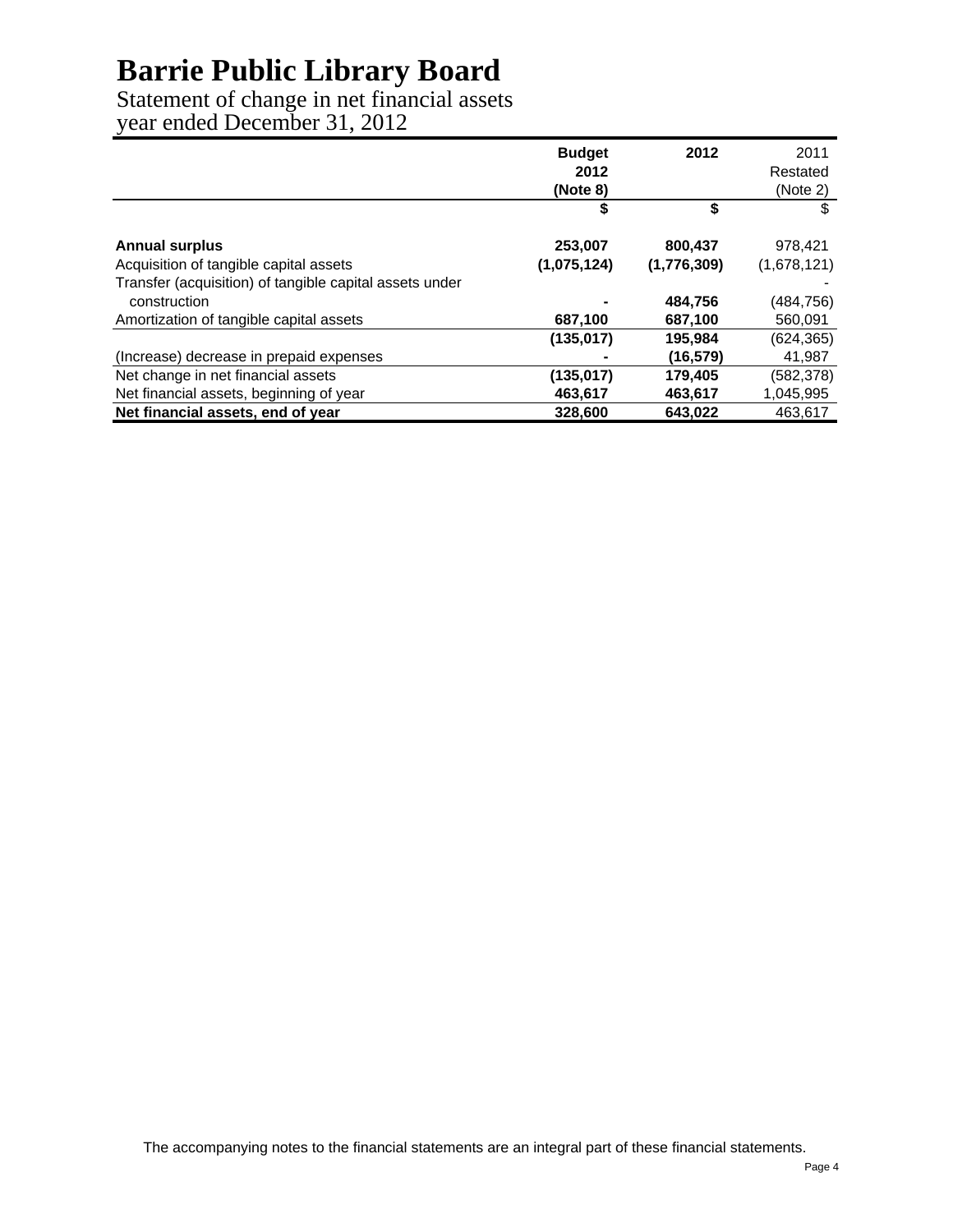# Barrie Public Library Board

Statement of change in net financial assets
year ended December 31, 2012

| | Budget 2012 (Note 8) | 2012 | 2011 Restated (Note 2) |
|---|---|---|---|
| | $ | $ | $ |
| **Annual surplus** | 253,007 | 800,437 | 978,421 |
| Acquisition of tangible capital assets | (1,075,124) | (1,776,309) | (1,678,121) |
| Transfer (acquisition) of tangible capital assets under construction | - | 484,756 | (484,756) |
| Amortization of tangible capital assets | 687,100 | 687,100 | 560,091 |
| | (135,017) | 195,984 | (624,365) |
| (Increase) decrease in prepaid expenses | - | (16,579) | 41,987 |
| Net change in net financial assets | (135,017) | 179,405 | (582,378) |
| Net financial assets, beginning of year | 463,617 | 463,617 | 1,045,995 |
| **Net financial assets, end of year** | 328,600 | 643,022 | 463,617 |

The accompanying notes to the financial statements are an integral part of these financial statements.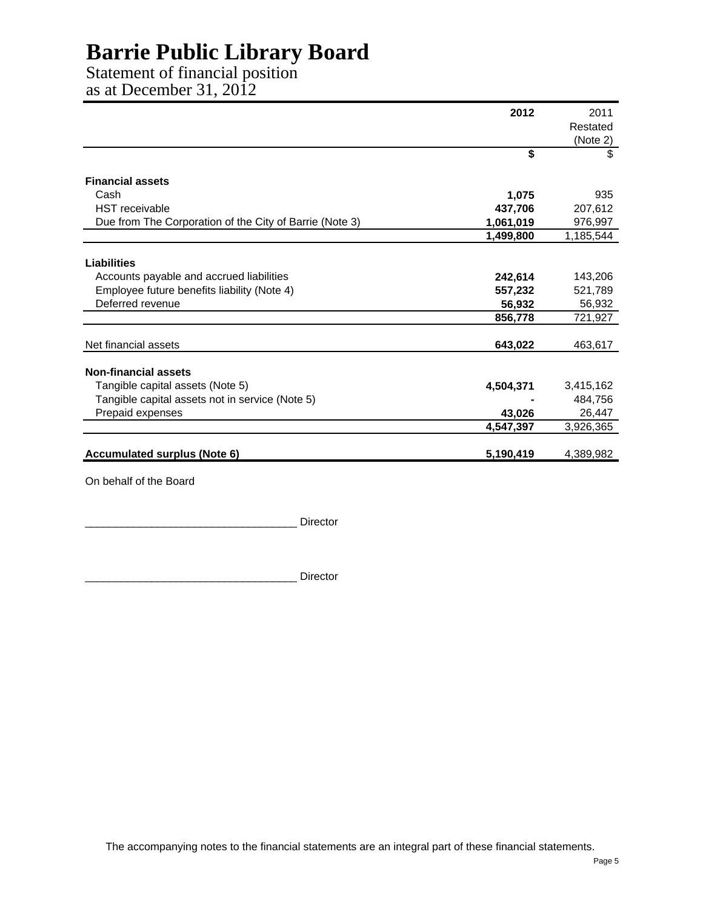# Barrie Public Library Board

## Statement of financial position
## as at December 31, 2012

| | 2012 | 2011 Restated (Note 2) |
|---|---|---|
| | $ | $ |
| **Financial assets** | | |
| Cash | 1,075 | 935 |
| HST receivable | 437,706 | 207,612 |
| Due from The Corporation of the City of Barrie (Note 3) | 1,061,019 | 976,997 |
| | 1,499,800 | 1,185,544 |
| **Liabilities** | | |
| Accounts payable and accrued liabilities | 242,614 | 143,206 |
| Employee future benefits liability (Note 4) | 557,232 | 521,789 |
| Deferred revenue | 56,932 | 56,932 |
| | 856,778 | 721,927 |
| Net financial assets | 643,022 | 463,617 |
| **Non-financial assets** | | |
| Tangible capital assets (Note 5) | 4,504,371 | 3,415,162 |
| Tangible capital assets not in service (Note 5) | - | 484,756 |
| Prepaid expenses | 43,026 | 26,447 |
| | 4,547,397 | 3,926,365 |
| **Accumulated surplus (Note 6)** | 5,190,419 | 4,389,982 |

On behalf of the Board

___________________________________ Director

___________________________________ Director

The accompanying notes to the financial statements are an integral part of these financial statements.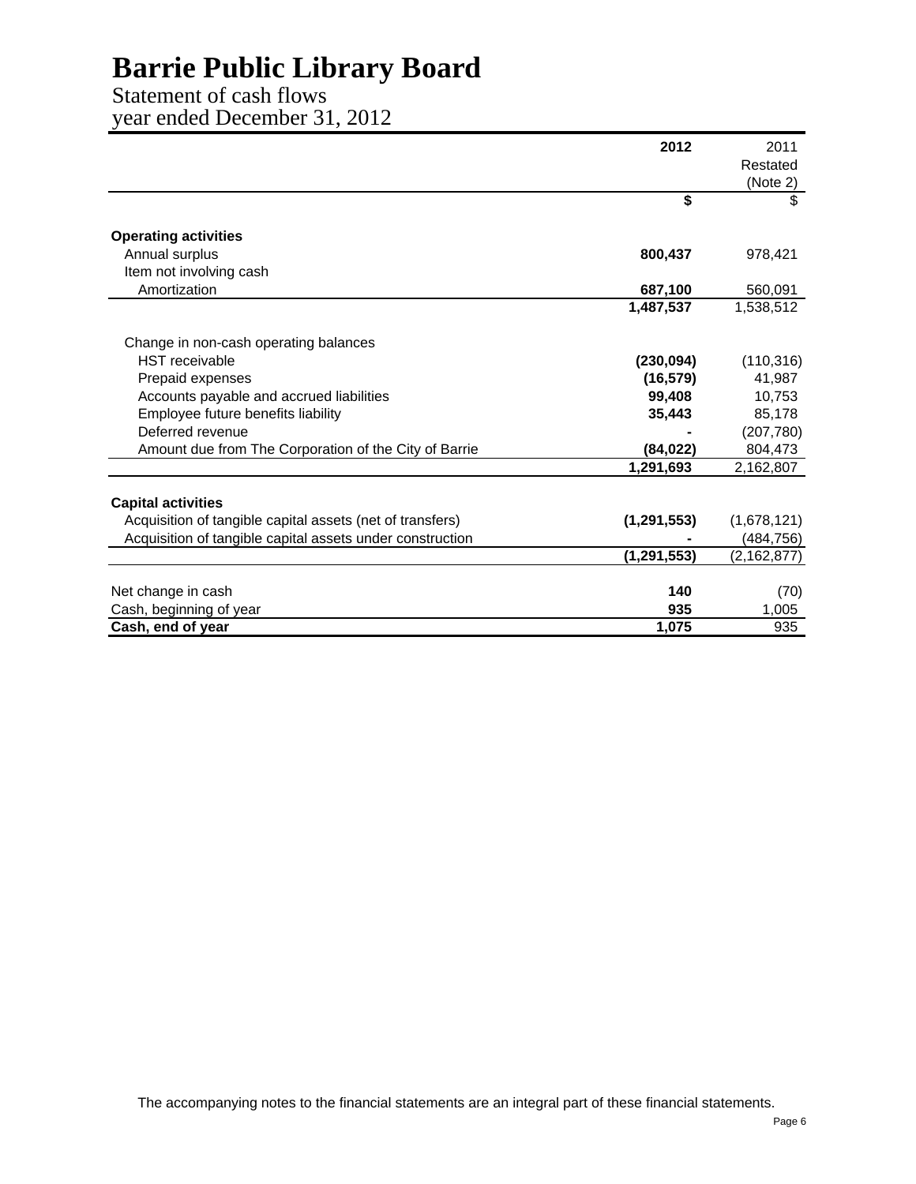# Barrie Public Library Board

Statement of cash flows
year ended December 31, 2012

| | **2012** | 2011 Restated (Note 2) |
|---|---|---|
| | **$** | $ |
| **Operating activities** | | |
| Annual surplus | **800,437** | 978,421 |
| Item not involving cash | | |
| Amortization | **687,100** | 560,091 |
| | **1,487,537** | 1,538,512 |
| Change in non-cash operating balances | | |
| HST receivable | **(230,094)** | (110,316) |
| Prepaid expenses | **(16,579)** | 41,987 |
| Accounts payable and accrued liabilities | **99,408** | 10,753 |
| Employee future benefits liability | **35,443** | 85,178 |
| Deferred revenue | **-** | (207,780) |
| Amount due from The Corporation of the City of Barrie | **(84,022)** | 804,473 |
| | **1,291,693** | 2,162,807 |
| **Capital activities** | | |
| Acquisition of tangible capital assets (net of transfers) | **(1,291,553)** | (1,678,121) |
| Acquisition of tangible capital assets under construction | **-** | (484,756) |
| | **(1,291,553)** | (2,162,877) |
| Net change in cash | **140** | (70) |
| Cash, beginning of year | **935** | 1,005 |
| **Cash, end of year** | **1,075** | 935 |

The accompanying notes to the financial statements are an integral part of these financial statements.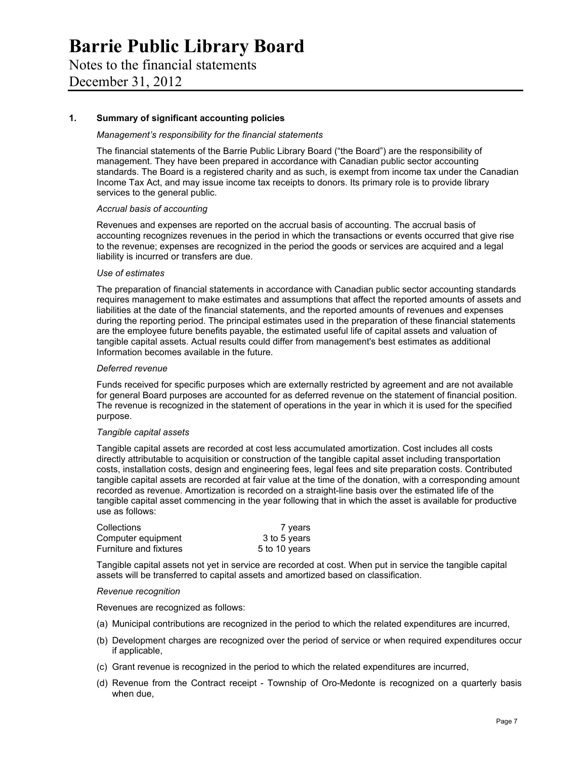# Barrie Public Library Board

Notes to the financial statements
December 31, 2012

## 1. Summary of significant accounting policies

*Management's responsibility for the financial statements*

The financial statements of the Barrie Public Library Board ("the Board") are the responsibility of management. They have been prepared in accordance with Canadian public sector accounting standards. The Board is a registered charity and as such, is exempt from income tax under the Canadian Income Tax Act, and may issue income tax receipts to donors. Its primary role is to provide library services to the general public.

*Accrual basis of accounting*

Revenues and expenses are reported on the accrual basis of accounting. The accrual basis of accounting recognizes revenues in the period in which the transactions or events occurred that give rise to the revenue; expenses are recognized in the period the goods or services are acquired and a legal liability is incurred or transfers are due.

*Use of estimates*

The preparation of financial statements in accordance with Canadian public sector accounting standards requires management to make estimates and assumptions that affect the reported amounts of assets and liabilities at the date of the financial statements, and the reported amounts of revenues and expenses during the reporting period. The principal estimates used in the preparation of these financial statements are the employee future benefits payable, the estimated useful life of capital assets and valuation of tangible capital assets. Actual results could differ from management's best estimates as additional Information becomes available in the future.

*Deferred revenue*

Funds received for specific purposes which are externally restricted by agreement and are not available for general Board purposes are accounted for as deferred revenue on the statement of financial position. The revenue is recognized in the statement of operations in the year in which it is used for the specified purpose.

*Tangible capital assets*

Tangible capital assets are recorded at cost less accumulated amortization. Cost includes all costs directly attributable to acquisition or construction of the tangible capital asset including transportation costs, installation costs, design and engineering fees, legal fees and site preparation costs. Contributed tangible capital assets are recorded at fair value at the time of the donation, with a corresponding amount recorded as revenue. Amortization is recorded on a straight-line basis over the estimated life of the tangible capital asset commencing in the year following that in which the asset is available for productive use as follows:

| | |
|---|---|
| Collections | 7 years |
| Computer equipment | 3 to 5 years |
| Furniture and fixtures | 5 to 10 years |

Tangible capital assets not yet in service are recorded at cost. When put in service the tangible capital assets will be transferred to capital assets and amortized based on classification.

*Revenue recognition*

Revenues are recognized as follows:

(a) Municipal contributions are recognized in the period to which the related expenditures are incurred,

(b) Development charges are recognized over the period of service or when required expenditures occur if applicable,

(c) Grant revenue is recognized in the period to which the related expenditures are incurred,

(d) Revenue from the Contract receipt - Township of Oro-Medonte is recognized on a quarterly basis when due,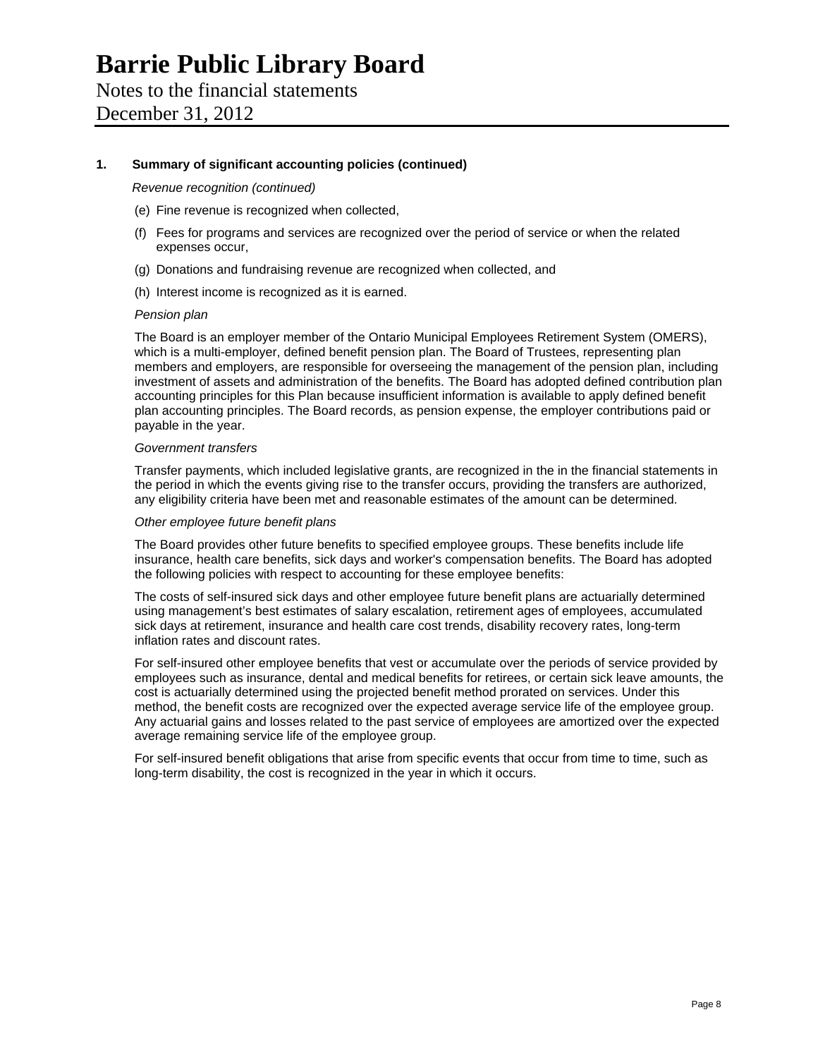# Barrie Public Library Board

Notes to the financial statements
December 31, 2012

**1. Summary of significant accounting policies (continued)**

*Revenue recognition (continued)*

(e) Fine revenue is recognized when collected,

(f) Fees for programs and services are recognized over the period of service or when the related expenses occur,

(g) Donations and fundraising revenue are recognized when collected, and

(h) Interest income is recognized as it is earned.

*Pension plan*

The Board is an employer member of the Ontario Municipal Employees Retirement System (OMERS), which is a multi-employer, defined benefit pension plan. The Board of Trustees, representing plan members and employers, are responsible for overseeing the management of the pension plan, including investment of assets and administration of the benefits. The Board has adopted defined contribution plan accounting principles for this Plan because insufficient information is available to apply defined benefit plan accounting principles. The Board records, as pension expense, the employer contributions paid or payable in the year.

*Government transfers*

Transfer payments, which included legislative grants, are recognized in the in the financial statements in the period in which the events giving rise to the transfer occurs, providing the transfers are authorized, any eligibility criteria have been met and reasonable estimates of the amount can be determined.

*Other employee future benefit plans*

The Board provides other future benefits to specified employee groups. These benefits include life insurance, health care benefits, sick days and worker's compensation benefits. The Board has adopted the following policies with respect to accounting for these employee benefits:

The costs of self-insured sick days and other employee future benefit plans are actuarially determined using management's best estimates of salary escalation, retirement ages of employees, accumulated sick days at retirement, insurance and health care cost trends, disability recovery rates, long-term inflation rates and discount rates.

For self-insured other employee benefits that vest or accumulate over the periods of service provided by employees such as insurance, dental and medical benefits for retirees, or certain sick leave amounts, the cost is actuarially determined using the projected benefit method prorated on services. Under this method, the benefit costs are recognized over the expected average service life of the employee group. Any actuarial gains and losses related to the past service of employees are amortized over the expected average remaining service life of the employee group.

For self-insured benefit obligations that arise from specific events that occur from time to time, such as long-term disability, the cost is recognized in the year in which it occurs.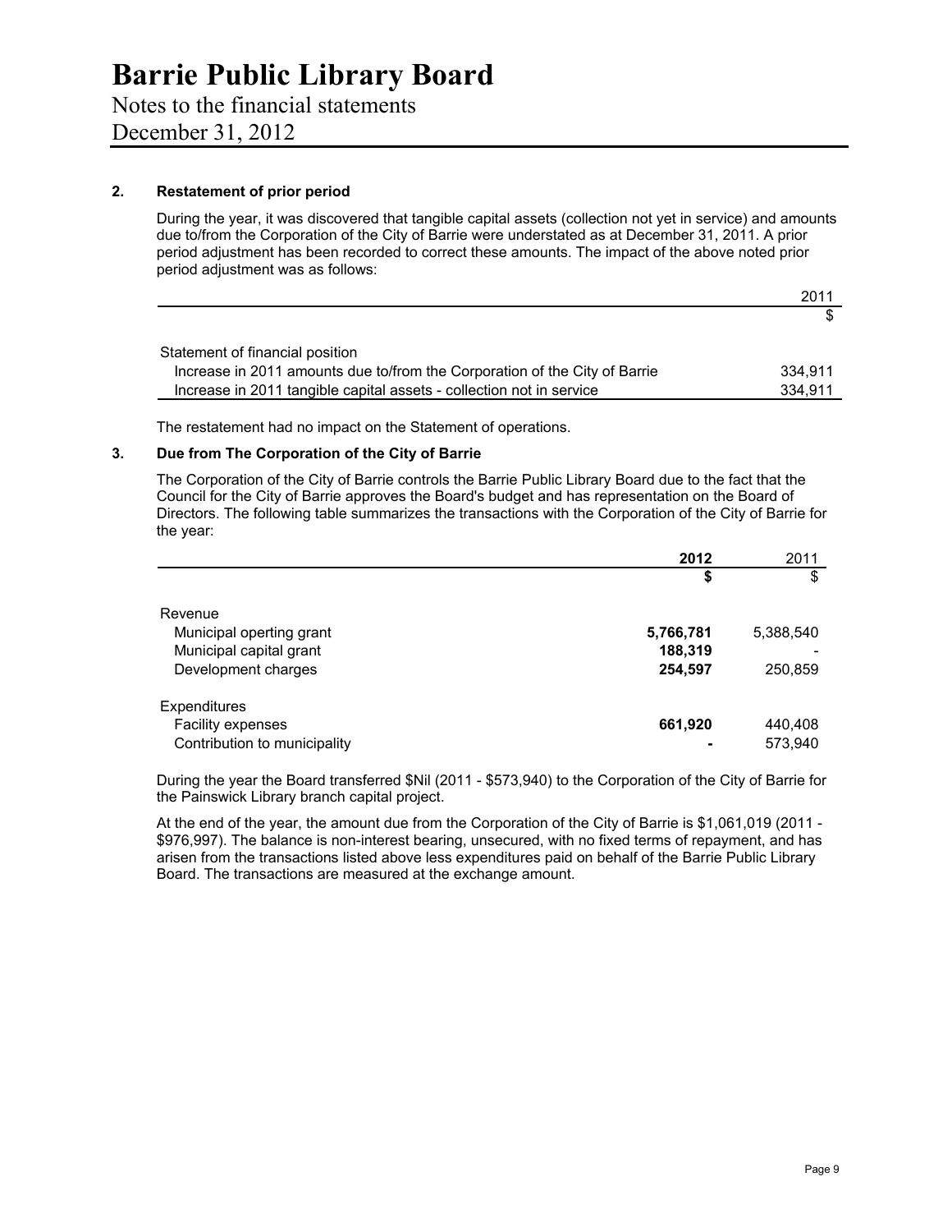# Barrie Public Library Board

Notes to the financial statements
December 31, 2012

## 2. Restatement of prior period

During the year, it was discovered that tangible capital assets (collection not yet in service) and amounts due to/from the Corporation of the City of Barrie were understated as at December 31, 2011. A prior period adjustment has been recorded to correct these amounts. The impact of the above noted prior period adjustment was as follows:

| | 2011 |
|---|---|
| | $ |
| Statement of financial position | |
| Increase in 2011 amounts due to/from the Corporation of the City of Barrie | 334,911 |
| Increase in 2011 tangible capital assets - collection not in service | 334,911 |

The restatement had no impact on the Statement of operations.

## 3. Due from The Corporation of the City of Barrie

The Corporation of the City of Barrie controls the Barrie Public Library Board due to the fact that the Council for the City of Barrie approves the Board's budget and has representation on the Board of Directors. The following table summarizes the transactions with the Corporation of the City of Barrie for the year:

| | **2012** | 2011 |
|---|---|---|
| | **$** | $ |
| Revenue | | |
| Municipal operting grant | **5,766,781** | 5,388,540 |
| Municipal capital grant | **188,319** | - |
| Development charges | **254,597** | 250,859 |
| Expenditures | | |
| Facility expenses | **661,920** | 440,408 |
| Contribution to municipality | **-** | 573,940 |

During the year the Board transferred $Nil (2011 - $573,940) to the Corporation of the City of Barrie for the Painswick Library branch capital project.

At the end of the year, the amount due from the Corporation of the City of Barrie is $1,061,019 (2011 - $976,997). The balance is non-interest bearing, unsecured, with no fixed terms of repayment, and has arisen from the transactions listed above less expenditures paid on behalf of the Barrie Public Library Board. The transactions are measured at the exchange amount.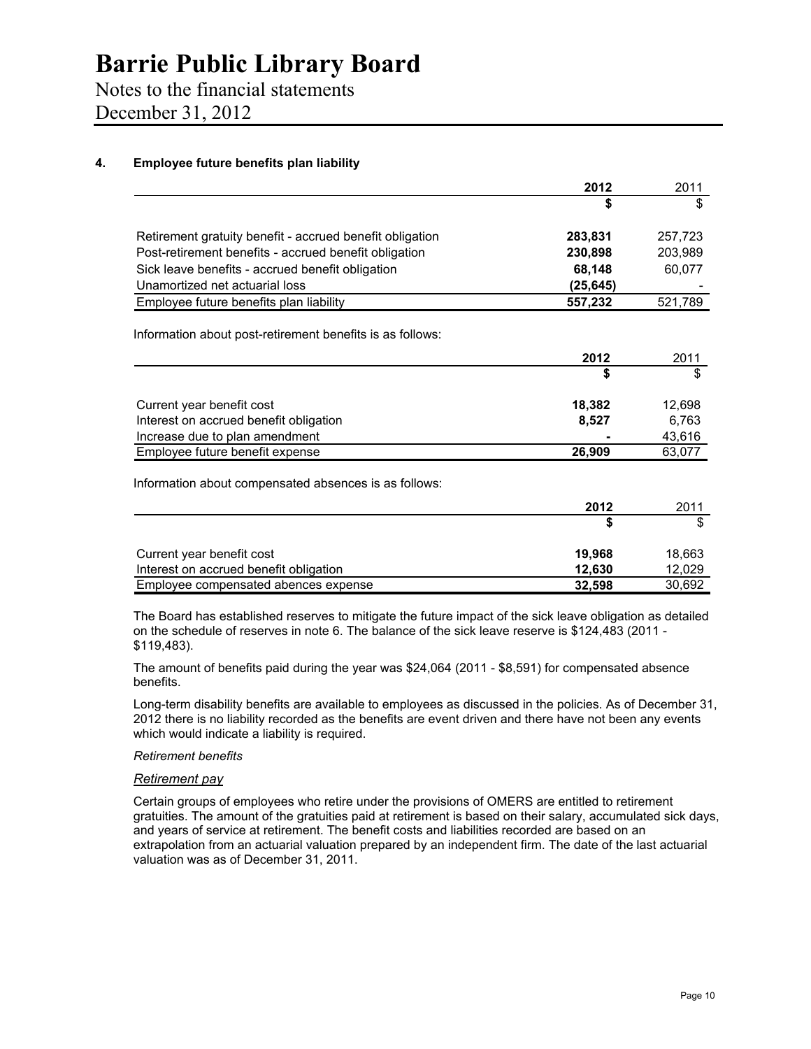# Barrie Public Library Board

Notes to the financial statements

December 31, 2012

## 4. Employee future benefits plan liability

| | 2012 | 2011 |
|---|---|---|
| | **$** | $ |
| Retirement gratuity benefit - accrued benefit obligation | **283,831** | 257,723 |
| Post-retirement benefits - accrued benefit obligation | **230,898** | 203,989 |
| Sick leave benefits - accrued benefit obligation | **68,148** | 60,077 |
| Unamortized net actuarial loss | **(25,645)** | - |
| Employee future benefits plan liability | **557,232** | 521,789 |

Information about post-retirement benefits is as follows:

| | 2012 | 2011 |
|---|---|---|
| | **$** | $ |
| Current year benefit cost | **18,382** | 12,698 |
| Interest on accrued benefit obligation | **8,527** | 6,763 |
| Increase due to plan amendment | **-** | 43,616 |
| Employee future benefit expense | **26,909** | 63,077 |

Information about compensated absences is as follows:

| | 2012 | 2011 |
|---|---|---|
| | **$** | $ |
| Current year benefit cost | **19,968** | 18,663 |
| Interest on accrued benefit obligation | **12,630** | 12,029 |
| Employee compensated abences expense | **32,598** | 30,692 |

The Board has established reserves to mitigate the future impact of the sick leave obligation as detailed on the schedule of reserves in note 6. The balance of the sick leave reserve is $124,483 (2011 - $119,483).

The amount of benefits paid during the year was $24,064 (2011 - $8,591) for compensated absence benefits.

Long-term disability benefits are available to employees as discussed in the policies. As of December 31, 2012 there is no liability recorded as the benefits are event driven and there have not been any events which would indicate a liability is required.

*Retirement benefits*

*Retirement pay*

Certain groups of employees who retire under the provisions of OMERS are entitled to retirement gratuities. The amount of the gratuities paid at retirement is based on their salary, accumulated sick days, and years of service at retirement. The benefit costs and liabilities recorded are based on an extrapolation from an actuarial valuation prepared by an independent firm. The date of the last actuarial valuation was as of December 31, 2011.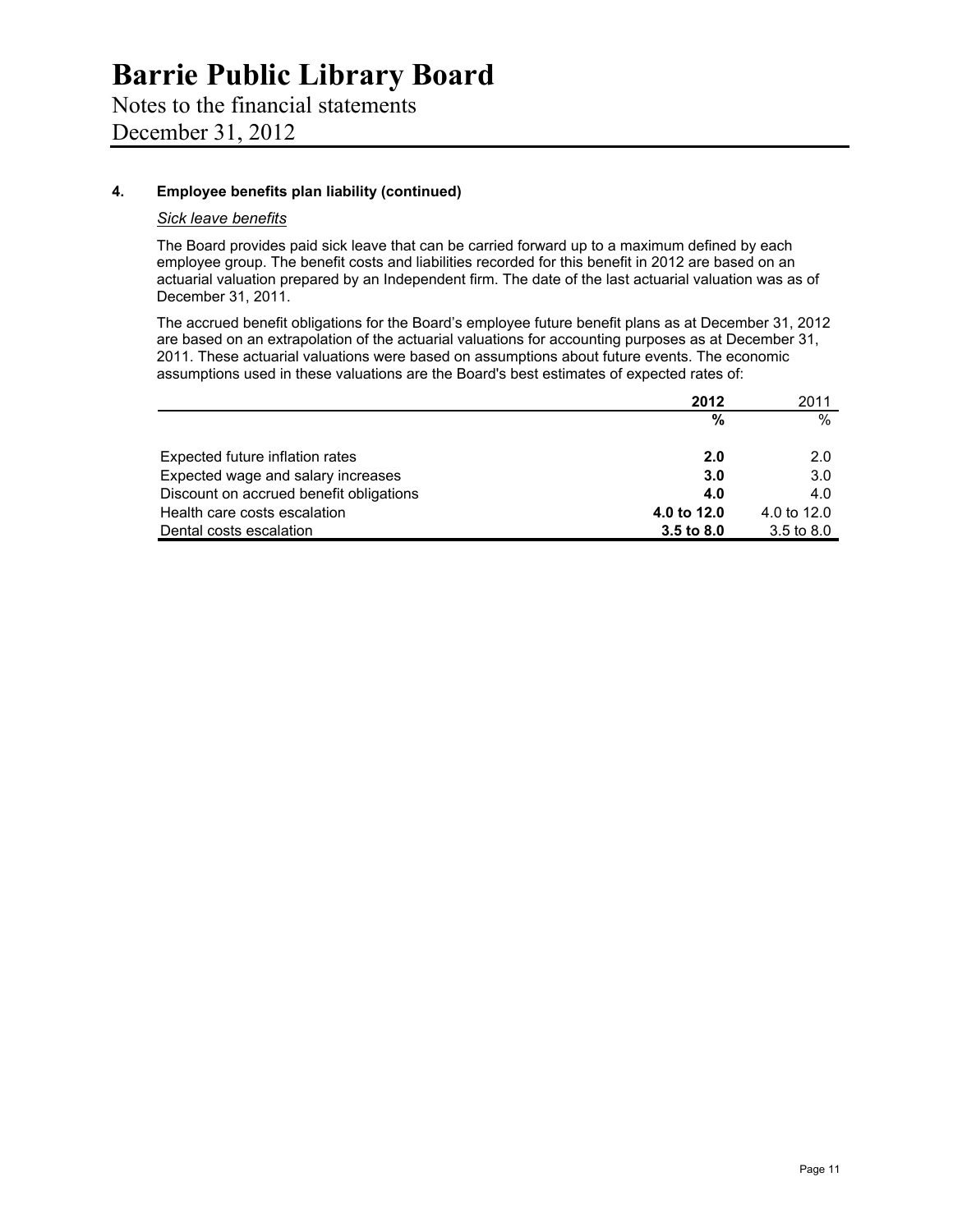# Barrie Public Library Board

Notes to the financial statements

December 31, 2012

## 4. Employee benefits plan liability (continued)

*Sick leave benefits*

The Board provides paid sick leave that can be carried forward up to a maximum defined by each employee group. The benefit costs and liabilities recorded for this benefit in 2012 are based on an actuarial valuation prepared by an Independent firm. The date of the last actuarial valuation was as of December 31, 2011.

The accrued benefit obligations for the Board's employee future benefit plans as at December 31, 2012 are based on an extrapolation of the actuarial valuations for accounting purposes as at December 31, 2011. These actuarial valuations were based on assumptions about future events. The economic assumptions used in these valuations are the Board's best estimates of expected rates of:

| | **2012** | 2011 |
|---|---|---|
| | **%** | % |
| Expected future inflation rates | **2.0** | 2.0 |
| Expected wage and salary increases | **3.0** | 3.0 |
| Discount on accrued benefit obligations | **4.0** | 4.0 |
| Health care costs escalation | **4.0 to 12.0** | 4.0 to 12.0 |
| Dental costs escalation | **3.5 to 8.0** | 3.5 to 8.0 |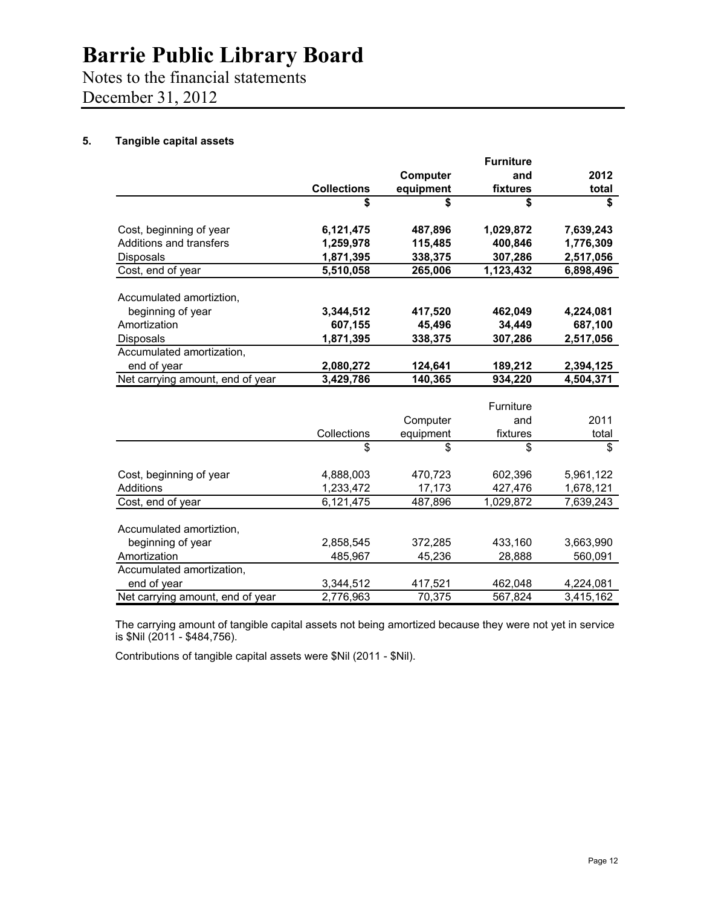# Barrie Public Library Board

Notes to the financial statements

December 31, 2012

### 5. Tangible capital assets

| | **Collections** | **Computer equipment** | **Furniture and fixtures** | **2012 total** |
|---|---|---|---|---|
| | **$** | **$** | **$** | **$** |
| Cost, beginning of year | **6,121,475** | **487,896** | **1,029,872** | **7,639,243** |
| Additions and transfers | **1,259,978** | **115,485** | **400,846** | **1,776,309** |
| Disposals | **1,871,395** | **338,375** | **307,286** | **2,517,056** |
| Cost, end of year | **5,510,058** | **265,006** | **1,123,432** | **6,898,496** |
| Accumulated amortiztion, beginning of year | **3,344,512** | **417,520** | **462,049** | **4,224,081** |
| Amortization | **607,155** | **45,496** | **34,449** | **687,100** |
| Disposals | **1,871,395** | **338,375** | **307,286** | **2,517,056** |
| Accumulated amortization, end of year | **2,080,272** | **124,641** | **189,212** | **2,394,125** |
| Net carrying amount, end of year | **3,429,786** | **140,365** | **934,220** | **4,504,371** |

| | Collections | Computer equipment | Furniture and fixtures | 2011 total |
|---|---|---|---|---|
| | $ | $ | $ | $ |
| Cost, beginning of year | 4,888,003 | 470,723 | 602,396 | 5,961,122 |
| Additions | 1,233,472 | 17,173 | 427,476 | 1,678,121 |
| Cost, end of year | 6,121,475 | 487,896 | 1,029,872 | 7,639,243 |
| Accumulated amortiztion, beginning of year | 2,858,545 | 372,285 | 433,160 | 3,663,990 |
| Amortization | 485,967 | 45,236 | 28,888 | 560,091 |
| Accumulated amortization, end of year | 3,344,512 | 417,521 | 462,048 | 4,224,081 |
| Net carrying amount, end of year | 2,776,963 | 70,375 | 567,824 | 3,415,162 |

The carrying amount of tangible capital assets not being amortized because they were not yet in service is $Nil (2011 - $484,756).

Contributions of tangible capital assets were $Nil (2011 - $Nil).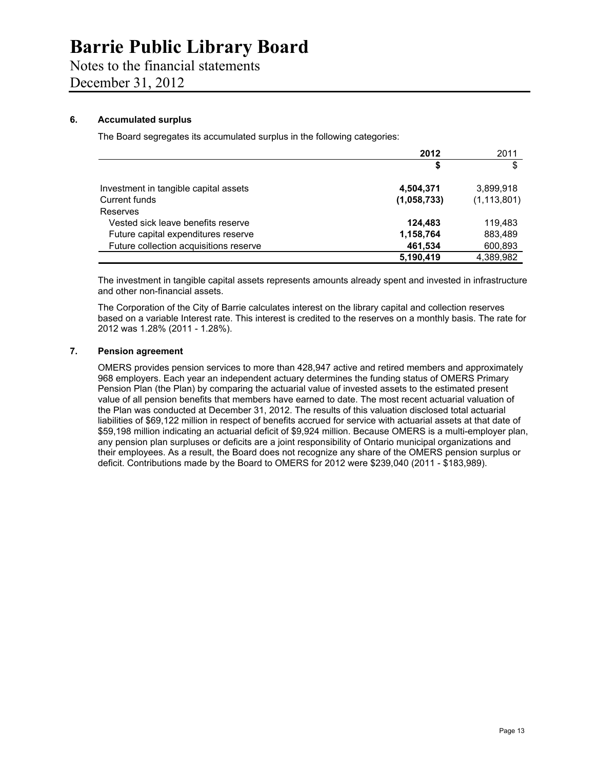# Barrie Public Library Board

Notes to the financial statements

December 31, 2012

### 6. Accumulated surplus

The Board segregates its accumulated surplus in the following categories:

| | 2012 | 2011 |
|---|---|---|
| | $ | $ |
| Investment in tangible capital assets | **4,504,371** | 3,899,918 |
| Current funds | **(1,058,733)** | (1,113,801) |
| Reserves | | |
| Vested sick leave benefits reserve | **124,483** | 119,483 |
| Future capital expenditures reserve | **1,158,764** | 883,489 |
| Future collection acquisitions reserve | **461,534** | 600,893 |
| | **5,190,419** | 4,389,982 |

The investment in tangible capital assets represents amounts already spent and invested in infrastructure and other non-financial assets.

The Corporation of the City of Barrie calculates interest on the library capital and collection reserves based on a variable Interest rate. This interest is credited to the reserves on a monthly basis. The rate for 2012 was 1.28% (2011 - 1.28%).

### 7. Pension agreement

OMERS provides pension services to more than 428,947 active and retired members and approximately 968 employers. Each year an independent actuary determines the funding status of OMERS Primary Pension Plan (the Plan) by comparing the actuarial value of invested assets to the estimated present value of all pension benefits that members have earned to date. The most recent actuarial valuation of the Plan was conducted at December 31, 2012. The results of this valuation disclosed total actuarial liabilities of $69,122 million in respect of benefits accrued for service with actuarial assets at that date of $59,198 million indicating an actuarial deficit of $9,924 million. Because OMERS is a multi-employer plan, any pension plan surpluses or deficits are a joint responsibility of Ontario municipal organizations and their employees. As a result, the Board does not recognize any share of the OMERS pension surplus or deficit. Contributions made by the Board to OMERS for 2012 were $239,040 (2011 - $183,989).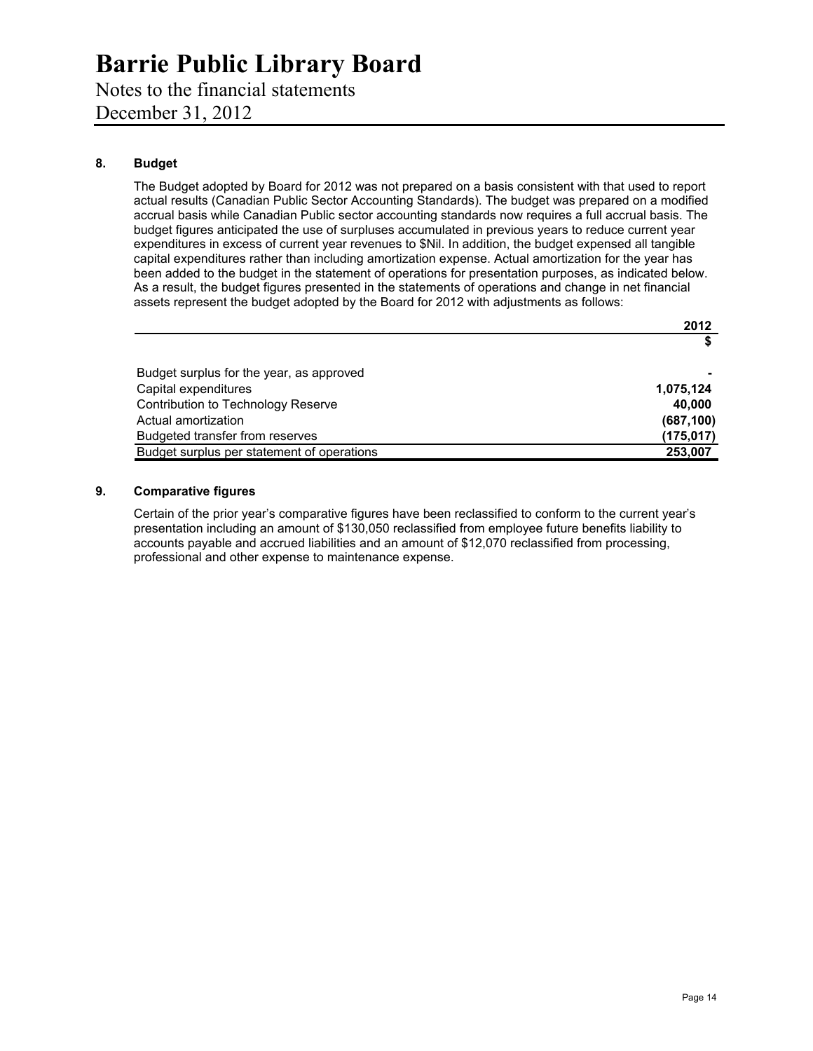# Barrie Public Library Board

Notes to the financial statements

December 31, 2012

## 8. Budget

The Budget adopted by Board for 2012 was not prepared on a basis consistent with that used to report actual results (Canadian Public Sector Accounting Standards). The budget was prepared on a modified accrual basis while Canadian Public sector accounting standards now requires a full accrual basis. The budget figures anticipated the use of surpluses accumulated in previous years to reduce current year expenditures in excess of current year revenues to $Nil. In addition, the budget expensed all tangible capital expenditures rather than including amortization expense. Actual amortization for the year has been added to the budget in the statement of operations for presentation purposes, as indicated below. As a result, the budget figures presented in the statements of operations and change in net financial assets represent the budget adopted by the Board for 2012 with adjustments as follows:

| | 2012 |
|---|---|
| | $ |
| Budget surplus for the year, as approved | - |
| Capital expenditures | 1,075,124 |
| Contribution to Technology Reserve | 40,000 |
| Actual amortization | (687,100) |
| Budgeted transfer from reserves | (175,017) |
| Budget surplus per statement of operations | 253,007 |

## 9. Comparative figures

Certain of the prior year's comparative figures have been reclassified to conform to the current year's presentation including an amount of $130,050 reclassified from employee future benefits liability to accounts payable and accrued liabilities and an amount of $12,070 reclassified from processing, professional and other expense to maintenance expense.